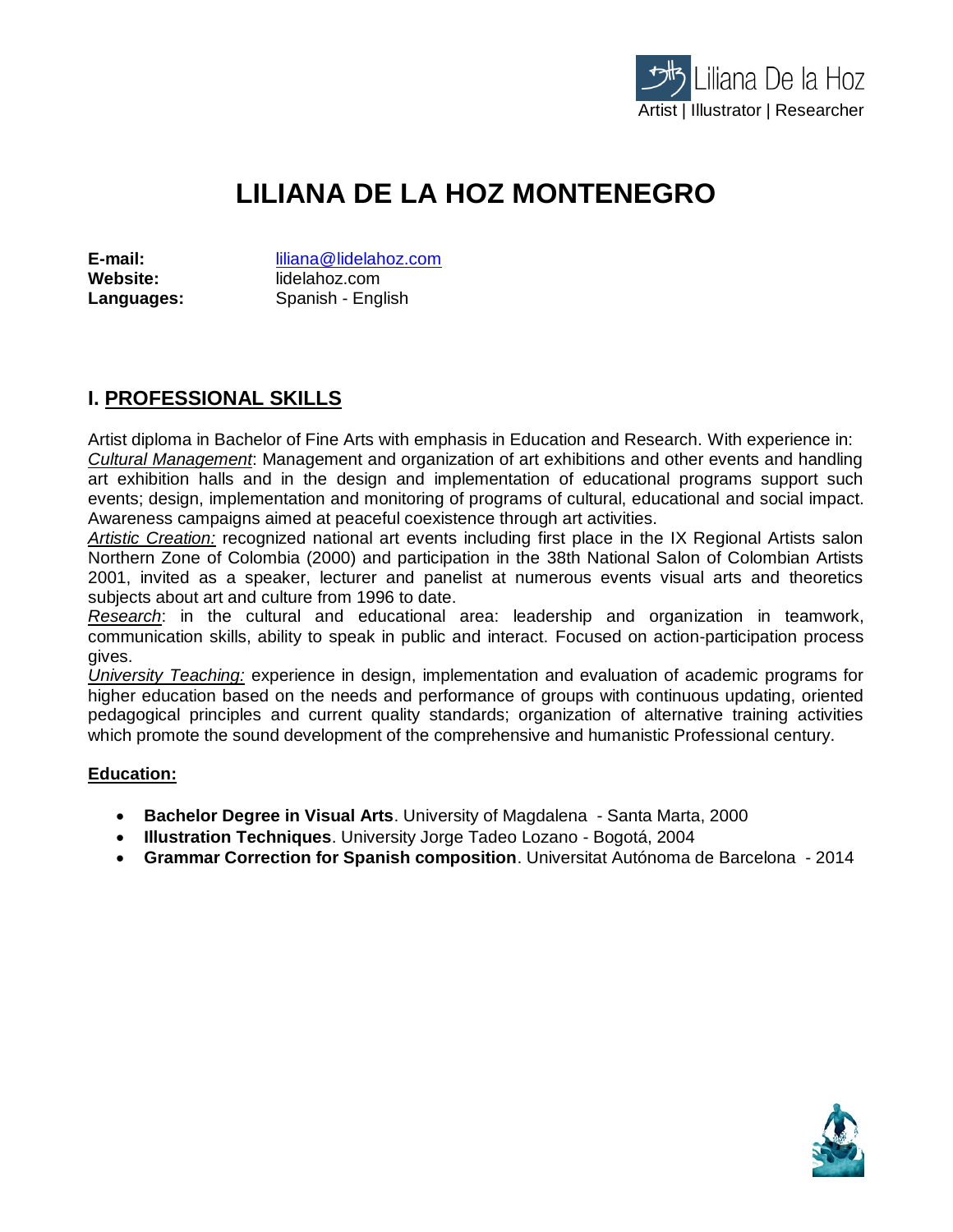Liliana De la Hoz
Artist | Illustrator | Researcher

# LILIANA DE LA HOZ MONTENEGRO

**E-mail:** liliana@lidelahoz.com
**Website:** lidelahoz.com
**Languages:** Spanish - English

## I. PROFESSIONAL SKILLS

Artist diploma in Bachelor of Fine Arts with emphasis in Education and Research. With experience in:
*Cultural Management*: Management and organization of art exhibitions and other events and handling art exhibition halls and in the design and implementation of educational programs support such events; design, implementation and monitoring of programs of cultural, educational and social impact. Awareness campaigns aimed at peaceful coexistence through art activities.
*Artistic Creation:* recognized national art events including first place in the IX Regional Artists salon Northern Zone of Colombia (2000) and participation in the 38th National Salon of Colombian Artists 2001, invited as a speaker, lecturer and panelist at numerous events visual arts and theoretics subjects about art and culture from 1996 to date.
*Research*: in the cultural and educational area: leadership and organization in teamwork, communication skills, ability to speak in public and interact. Focused on action-participation process gives.
*University Teaching:* experience in design, implementation and evaluation of academic programs for higher education based on the needs and performance of groups with continuous updating, oriented pedagogical principles and current quality standards; organization of alternative training activities which promote the sound development of the comprehensive and humanistic Professional century.

**Education:**

- **Bachelor Degree in Visual Arts**. University of Magdalena - Santa Marta, 2000
- **Illustration Techniques**. University Jorge Tadeo Lozano - Bogotá, 2004
- **Grammar Correction for Spanish composition**. Universitat Autónoma de Barcelona - 2014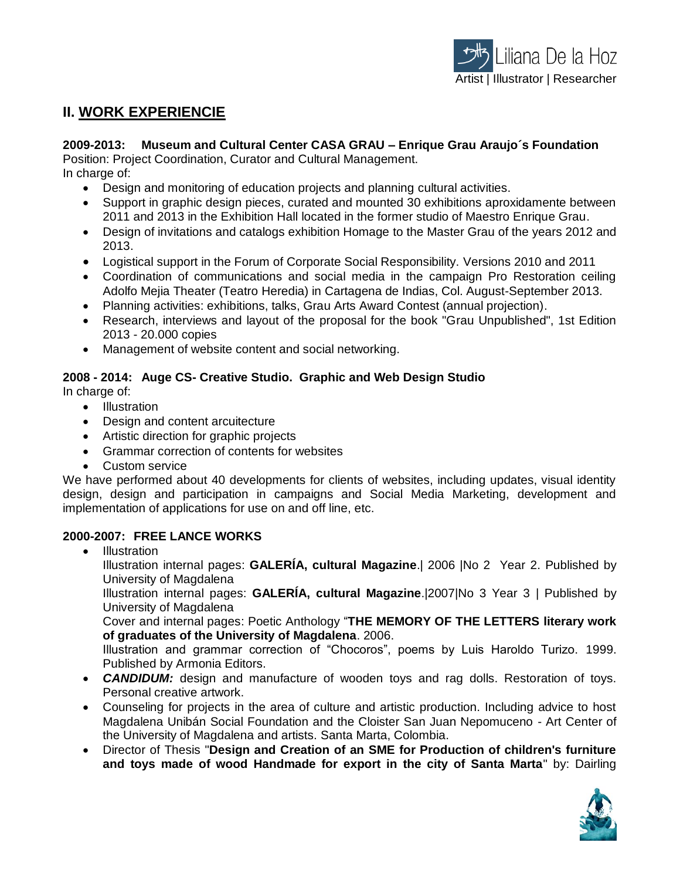## II. WORK EXPERIENCIE

**2009-2013: Museum and Cultural Center CASA GRAU – Enrique Grau Araujo´s Foundation**
Position: Project Coordination, Curator and Cultural Management.
In charge of:

- Design and monitoring of education projects and planning cultural activities.
- Support in graphic design pieces, curated and mounted 30 exhibitions aproxidamente between 2011 and 2013 in the Exhibition Hall located in the former studio of Maestro Enrique Grau.
- Design of invitations and catalogs exhibition Homage to the Master Grau of the years 2012 and 2013.
- Logistical support in the Forum of Corporate Social Responsibility. Versions 2010 and 2011
- Coordination of communications and social media in the campaign Pro Restoration ceiling Adolfo Mejia Theater (Teatro Heredia) in Cartagena de Indias, Col. August-September 2013.
- Planning activities: exhibitions, talks, Grau Arts Award Contest (annual projection).
- Research, interviews and layout of the proposal for the book "Grau Unpublished", 1st Edition 2013 - 20.000 copies
- Management of website content and social networking.

**2008 - 2014: Auge CS- Creative Studio. Graphic and Web Design Studio**
In charge of:

- Illustration
- Design and content arcuitecture
- Artistic direction for graphic projects
- Grammar correction of contents for websites
- Custom service

We have performed about 40 developments for clients of websites, including updates, visual identity design, design and participation in campaigns and Social Media Marketing, development and implementation of applications for use on and off line, etc.

**2000-2007: FREE LANCE WORKS**

- Illustration
  Illustration internal pages: **GALERÍA, cultural Magazine**.| 2006 |No 2 Year 2. Published by University of Magdalena
  Illustration internal pages: **GALERÍA, cultural Magazine**.|2007|No 3 Year 3 | Published by University of Magdalena
  Cover and internal pages: Poetic Anthology "**THE MEMORY OF THE LETTERS literary work of graduates of the University of Magdalena**. 2006.
  Illustration and grammar correction of "Chocoros", poems by Luis Haroldo Turizo. 1999. Published by Armonia Editors.
- ***CANDIDUM:*** design and manufacture of wooden toys and rag dolls. Restoration of toys. Personal creative artwork.
- Counseling for projects in the area of culture and artistic production. Including advice to host Magdalena Unibán Social Foundation and the Cloister San Juan Nepomuceno - Art Center of the University of Magdalena and artists. Santa Marta, Colombia.
- Director of Thesis "**Design and Creation of an SME for Production of children's furniture and toys made of wood Handmade for export in the city of Santa Marta**" by: Dairling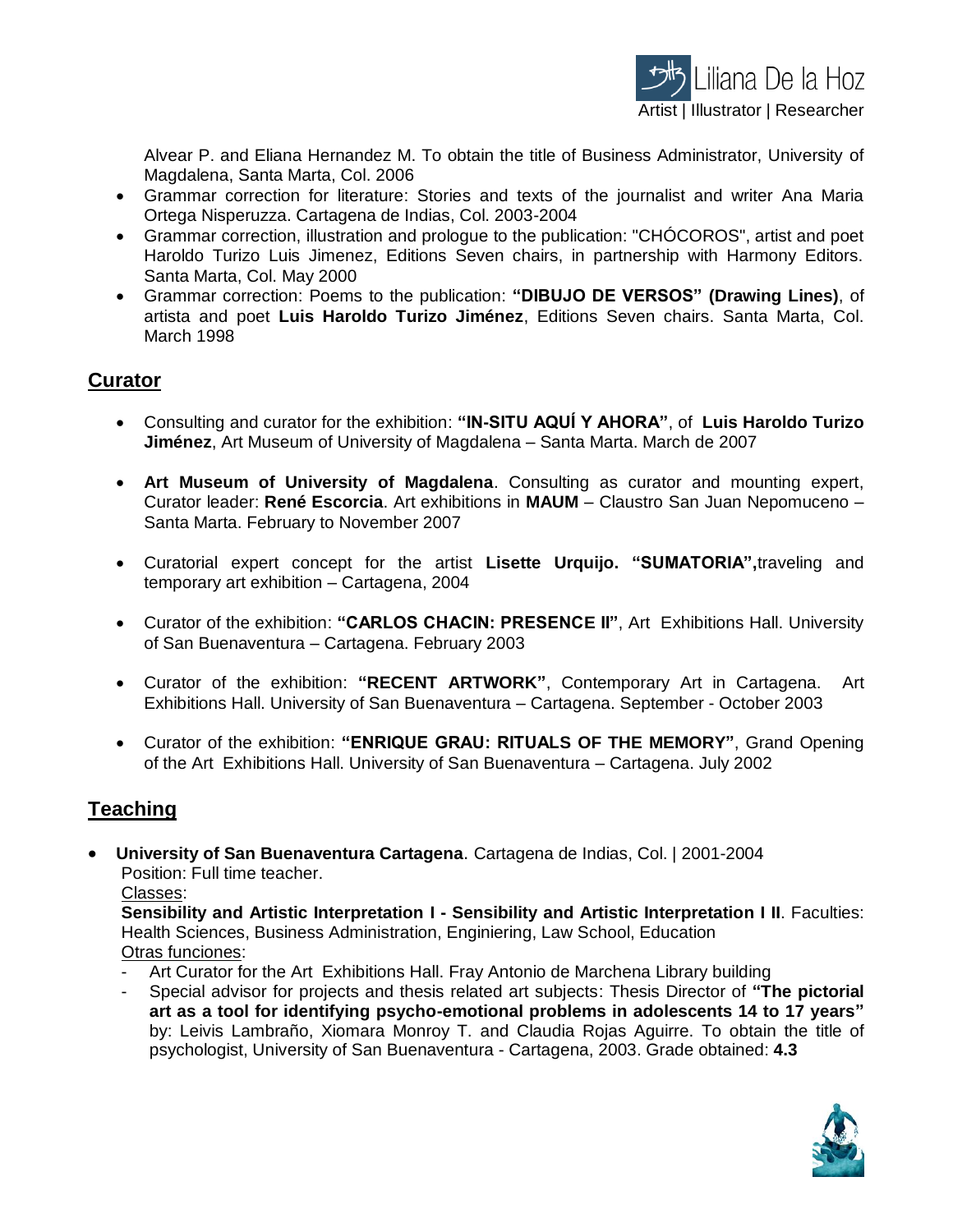Alvear P. and Eliana Hernandez M. To obtain the title of Business Administrator, University of Magdalena, Santa Marta, Col. 2006

- Grammar correction for literature: Stories and texts of the journalist and writer Ana Maria Ortega Nisperuzza. Cartagena de Indias, Col. 2003-2004
- Grammar correction, illustration and prologue to the publication: "CHÓCOROS", artist and poet Haroldo Turizo Luis Jimenez, Editions Seven chairs, in partnership with Harmony Editors. Santa Marta, Col. May 2000
- Grammar correction: Poems to the publication: **"DIBUJO DE VERSOS" (Drawing Lines)**, of artista and poet **Luis Haroldo Turizo Jiménez**, Editions Seven chairs. Santa Marta, Col. March 1998

## Curator

- Consulting and curator for the exhibition: **"IN-SITU AQUÍ Y AHORA"**, of **Luis Haroldo Turizo Jiménez**, Art Museum of University of Magdalena – Santa Marta. March de 2007

- **Art Museum of University of Magdalena**. Consulting as curator and mounting expert, Curator leader: **René Escorcia**. Art exhibitions in **MAUM** – Claustro San Juan Nepomuceno – Santa Marta. February to November 2007

- Curatorial expert concept for the artist **Lisette Urquijo. "SUMATORIA",**traveling and temporary art exhibition – Cartagena, 2004

- Curator of the exhibition: **"CARLOS CHACIN: PRESENCE II"**, Art Exhibitions Hall. University of San Buenaventura – Cartagena. February 2003

- Curator of the exhibition: **"RECENT ARTWORK"**, Contemporary Art in Cartagena. Art Exhibitions Hall. University of San Buenaventura – Cartagena. September - October 2003

- Curator of the exhibition: **"ENRIQUE GRAU: RITUALS OF THE MEMORY"**, Grand Opening of the Art Exhibitions Hall. University of San Buenaventura – Cartagena. July 2002

## Teaching

- **University of San Buenaventura Cartagena**. Cartagena de Indias, Col. | 2001-2004
  Position: Full time teacher.
  Classes:
  **Sensibility and Artistic Interpretation I - Sensibility and Artistic Interpretation I II**. Faculties: Health Sciences, Business Administration, Enginiering, Law School, Education
  Otras funciones:
  - Art Curator for the Art Exhibitions Hall. Fray Antonio de Marchena Library building
  - Special advisor for projects and thesis related art subjects: Thesis Director of **"The pictorial art as a tool for identifying psycho-emotional problems in adolescents 14 to 17 years"** by: Leivis Lambraño, Xiomara Monroy T. and Claudia Rojas Aguirre. To obtain the title of psychologist, University of San Buenaventura - Cartagena, 2003. Grade obtained: **4.3**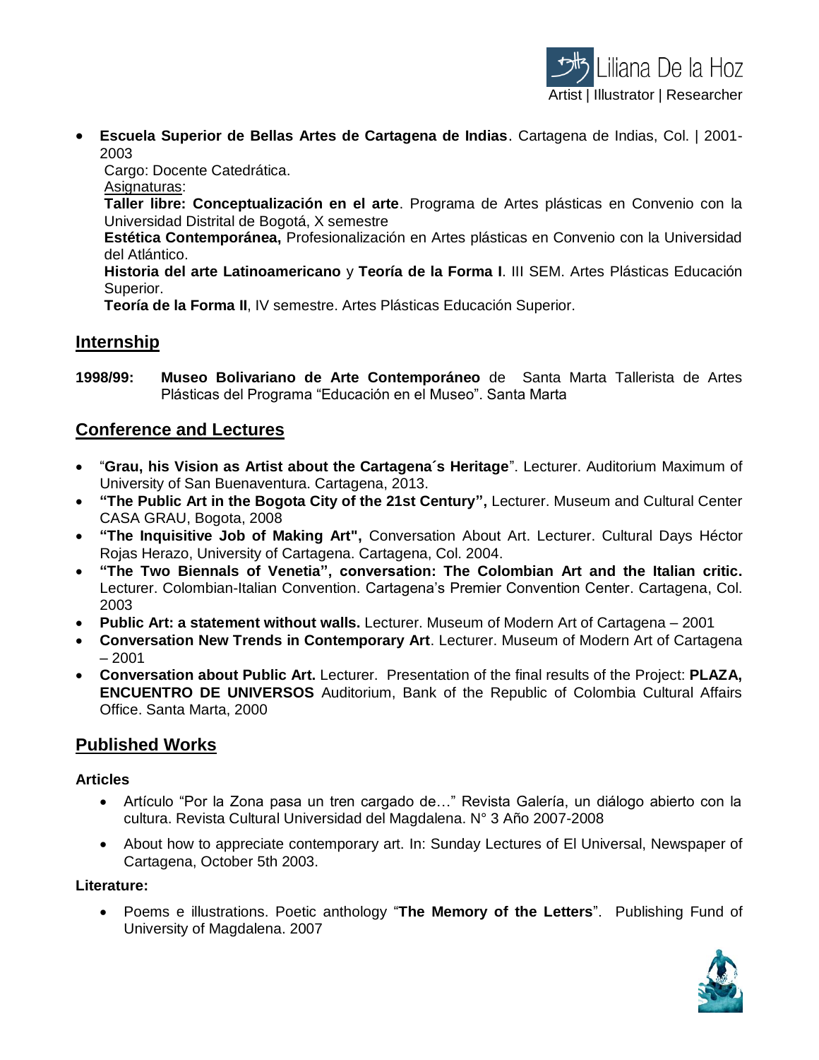- **Escuela Superior de Bellas Artes de Cartagena de Indias**. Cartagena de Indias, Col. | 2001-2003

  Cargo: Docente Catedrática.

  Asignaturas:

  **Taller libre: Conceptualización en el arte**. Programa de Artes plásticas en Convenio con la Universidad Distrital de Bogotá, X semestre

  **Estética Contemporánea,** Profesionalización en Artes plásticas en Convenio con la Universidad del Atlántico.

  **Historia del arte Latinoamericano** y **Teoría de la Forma I**. III SEM. Artes Plásticas Educación Superior.

  **Teoría de la Forma II**, IV semestre. Artes Plásticas Educación Superior.

## Internship

**1998/99:** **Museo Bolivariano de Arte Contemporáneo** de Santa Marta Tallerista de Artes Plásticas del Programa "Educación en el Museo". Santa Marta

## Conference and Lectures

- "**Grau, his Vision as Artist about the Cartagena´s Heritage**". Lecturer. Auditorium Maximum of University of San Buenaventura. Cartagena, 2013.
- **"The Public Art in the Bogota City of the 21st Century",** Lecturer. Museum and Cultural Center CASA GRAU, Bogota, 2008
- **"The Inquisitive Job of Making Art",** Conversation About Art. Lecturer. Cultural Days Héctor Rojas Herazo, University of Cartagena. Cartagena, Col. 2004.
- **"The Two Biennals of Venetia", conversation: The Colombian Art and the Italian critic.** Lecturer. Colombian-Italian Convention. Cartagena's Premier Convention Center. Cartagena, Col. 2003
- **Public Art: a statement without walls.** Lecturer. Museum of Modern Art of Cartagena – 2001
- **Conversation New Trends in Contemporary Art**. Lecturer. Museum of Modern Art of Cartagena – 2001
- **Conversation about Public Art.** Lecturer. Presentation of the final results of the Project: **PLAZA, ENCUENTRO DE UNIVERSOS** Auditorium, Bank of the Republic of Colombia Cultural Affairs Office. Santa Marta, 2000

## Published Works

### Articles

- Artículo "Por la Zona pasa un tren cargado de…" Revista Galería, un diálogo abierto con la cultura. Revista Cultural Universidad del Magdalena. N° 3 Año 2007-2008
- About how to appreciate contemporary art. In: Sunday Lectures of El Universal, Newspaper of Cartagena, October 5th 2003.

### Literature:

- Poems e illustrations. Poetic anthology "**The Memory of the Letters**". Publishing Fund of University of Magdalena. 2007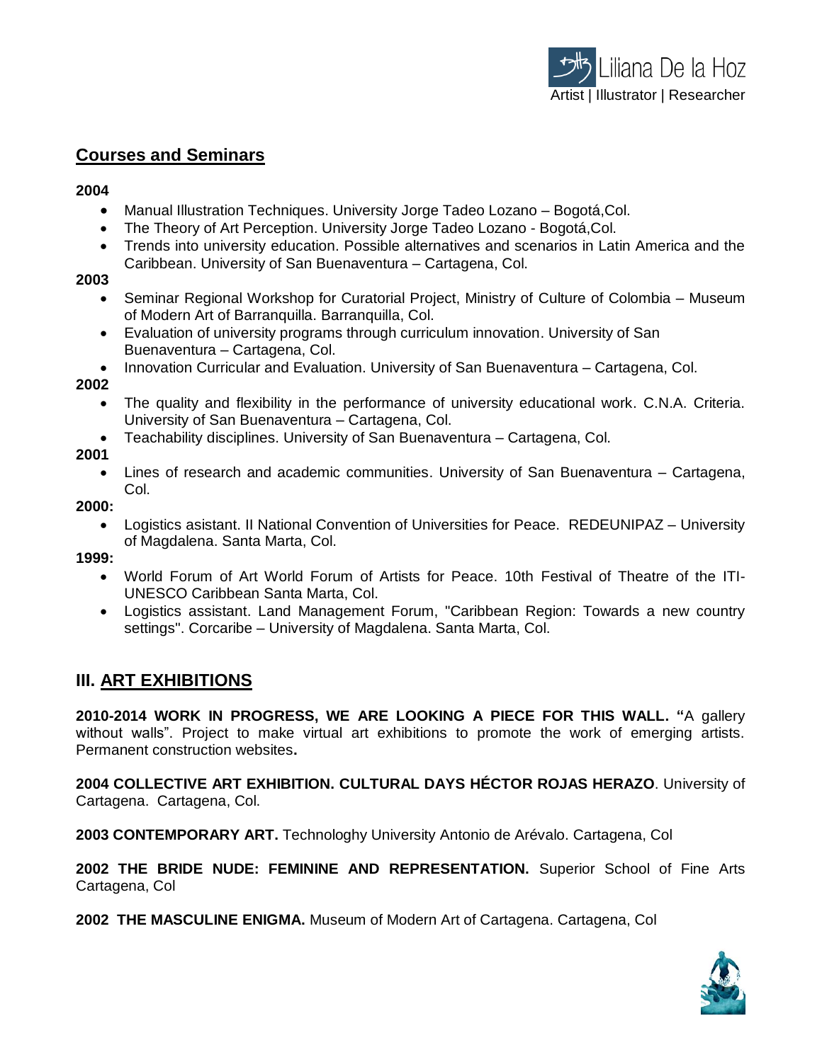## Courses and Seminars

**2004**

- Manual Illustration Techniques. University Jorge Tadeo Lozano – Bogotá,Col.
- The Theory of Art Perception. University Jorge Tadeo Lozano - Bogotá,Col.
- Trends into university education. Possible alternatives and scenarios in Latin America and the Caribbean. University of San Buenaventura – Cartagena, Col.

**2003**

- Seminar Regional Workshop for Curatorial Project, Ministry of Culture of Colombia – Museum of Modern Art of Barranquilla. Barranquilla, Col.
- Evaluation of university programs through curriculum innovation. University of San Buenaventura – Cartagena, Col.
- Innovation Curricular and Evaluation. University of San Buenaventura – Cartagena, Col.

**2002**

- The quality and flexibility in the performance of university educational work. C.N.A. Criteria. University of San Buenaventura – Cartagena, Col.
- Teachability disciplines. University of San Buenaventura – Cartagena, Col.

**2001**

- Lines of research and academic communities. University of San Buenaventura – Cartagena, Col.

**2000:**

- Logistics asistant. II National Convention of Universities for Peace. REDEUNIPAZ – University of Magdalena. Santa Marta, Col.

**1999:**

- World Forum of Art World Forum of Artists for Peace. 10th Festival of Theatre of the ITI-UNESCO Caribbean Santa Marta, Col.
- Logistics assistant. Land Management Forum, "Caribbean Region: Towards a new country settings". Corcaribe – University of Magdalena. Santa Marta, Col.

## III. ART EXHIBITIONS

**2010-2014 WORK IN PROGRESS, WE ARE LOOKING A PIECE FOR THIS WALL. "**A gallery without walls". Project to make virtual art exhibitions to promote the work of emerging artists. Permanent construction websites**.**

**2004 COLLECTIVE ART EXHIBITION. CULTURAL DAYS HÉCTOR ROJAS HERAZO**. University of Cartagena. Cartagena, Col.

**2003 CONTEMPORARY ART.** Technologhy University Antonio de Arévalo. Cartagena, Col

**2002 THE BRIDE NUDE: FEMININE AND REPRESENTATION.** Superior School of Fine Arts Cartagena, Col

**2002 THE MASCULINE ENIGMA.** Museum of Modern Art of Cartagena. Cartagena, Col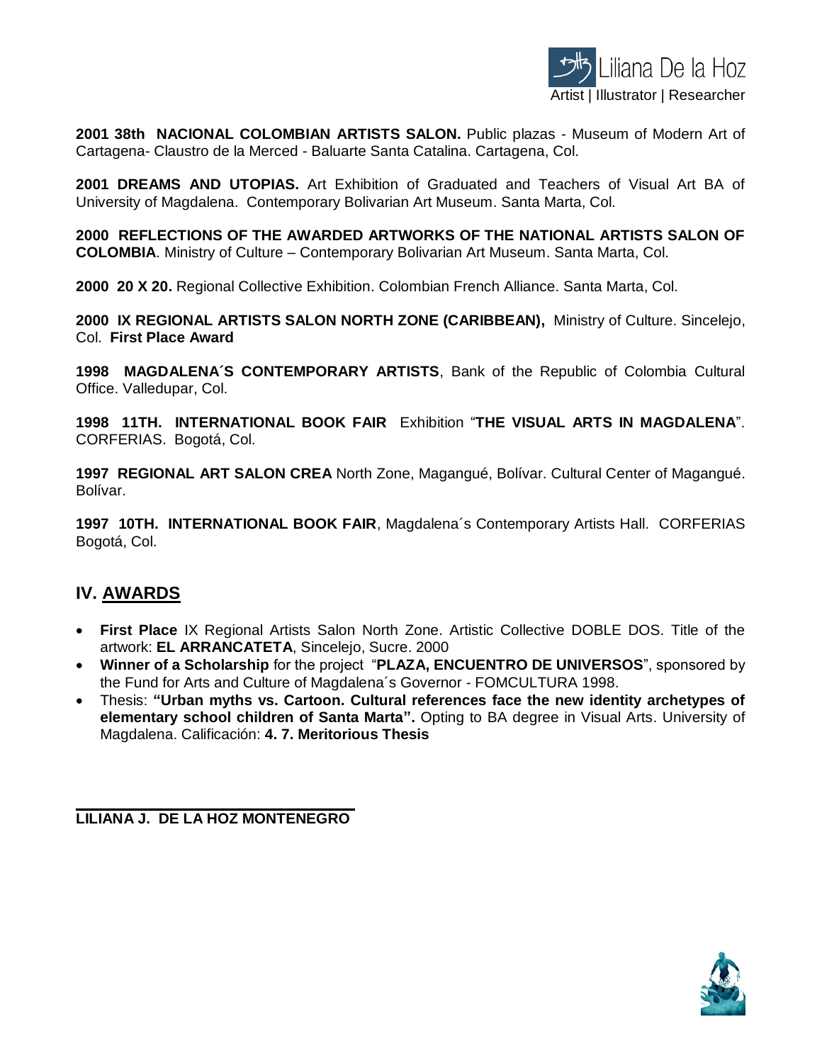**2001 38th NACIONAL COLOMBIAN ARTISTS SALON.** Public plazas - Museum of Modern Art of Cartagena- Claustro de la Merced - Baluarte Santa Catalina. Cartagena, Col.

**2001 DREAMS AND UTOPIAS.** Art Exhibition of Graduated and Teachers of Visual Art BA of University of Magdalena. Contemporary Bolivarian Art Museum. Santa Marta, Col.

**2000 REFLECTIONS OF THE AWARDED ARTWORKS OF THE NATIONAL ARTISTS SALON OF COLOMBIA**. Ministry of Culture – Contemporary Bolivarian Art Museum. Santa Marta, Col.

**2000 20 X 20.** Regional Collective Exhibition. Colombian French Alliance. Santa Marta, Col.

**2000 IX REGIONAL ARTISTS SALON NORTH ZONE (CARIBBEAN),** Ministry of Culture. Sincelejo, Col. **First Place Award**

**1998 MAGDALENA´S CONTEMPORARY ARTISTS**, Bank of the Republic of Colombia Cultural Office. Valledupar, Col.

**1998 11TH. INTERNATIONAL BOOK FAIR** Exhibition "**THE VISUAL ARTS IN MAGDALENA**". CORFERIAS. Bogotá, Col.

**1997 REGIONAL ART SALON CREA** North Zone, Magangué, Bolívar. Cultural Center of Magangué. Bolívar.

**1997 10TH. INTERNATIONAL BOOK FAIR**, Magdalena´s Contemporary Artists Hall. CORFERIAS Bogotá, Col.

## IV. AWARDS

- **First Place** IX Regional Artists Salon North Zone. Artistic Collective DOBLE DOS. Title of the artwork: **EL ARRANCATETA**, Sincelejo, Sucre. 2000
- **Winner of a Scholarship** for the project "**PLAZA, ENCUENTRO DE UNIVERSOS**", sponsored by the Fund for Arts and Culture of Magdalena´s Governor - FOMCULTURA 1998.
- Thesis: **"Urban myths vs. Cartoon. Cultural references face the new identity archetypes of elementary school children of Santa Marta".** Opting to BA degree in Visual Arts. University of Magdalena. Calificación: **4. 7. Meritorious Thesis**

**LILIANA J. DE LA HOZ MONTENEGRO**